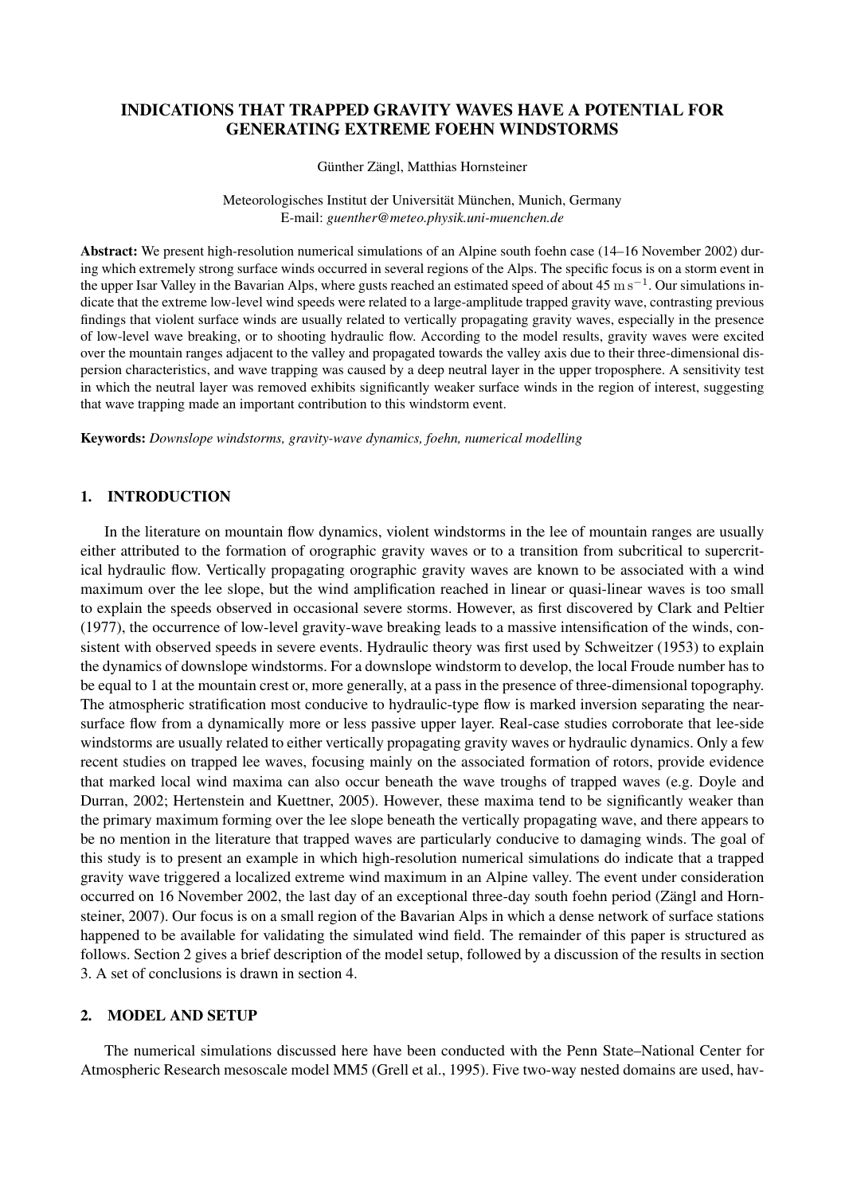# INDICATIONS THAT TRAPPED GRAVITY WAVES HAVE A POTENTIAL FOR GENERATING EXTREME FOEHN WINDSTORMS

Günther Zängl, Matthias Hornsteiner

Meteorologisches Institut der Universität München, Munich, Germany
E-mail: *guenther@meteo.physik.uni-muenchen.de*

**Abstract:** We present high-resolution numerical simulations of an Alpine south foehn case (14–16 November 2002) during which extremely strong surface winds occurred in several regions of the Alps. The specific focus is on a storm event in the upper Isar Valley in the Bavarian Alps, where gusts reached an estimated speed of about 45 $\mathrm{m\,s^{-1}}$. Our simulations indicate that the extreme low-level wind speeds were related to a large-amplitude trapped gravity wave, contrasting previous findings that violent surface winds are usually related to vertically propagating gravity waves, especially in the presence of low-level wave breaking, or to shooting hydraulic flow. According to the model results, gravity waves were excited over the mountain ranges adjacent to the valley and propagated towards the valley axis due to their three-dimensional dispersion characteristics, and wave trapping was caused by a deep neutral layer in the upper troposphere. A sensitivity test in which the neutral layer was removed exhibits significantly weaker surface winds in the region of interest, suggesting that wave trapping made an important contribution to this windstorm event.

**Keywords:** *Downslope windstorms, gravity-wave dynamics, foehn, numerical modelling*

## 1. INTRODUCTION

In the literature on mountain flow dynamics, violent windstorms in the lee of mountain ranges are usually either attributed to the formation of orographic gravity waves or to a transition from subcritical to supercritical hydraulic flow. Vertically propagating orographic gravity waves are known to be associated with a wind maximum over the lee slope, but the wind amplification reached in linear or quasi-linear waves is too small to explain the speeds observed in occasional severe storms. However, as first discovered by Clark and Peltier (1977), the occurrence of low-level gravity-wave breaking leads to a massive intensification of the winds, consistent with observed speeds in severe events. Hydraulic theory was first used by Schweitzer (1953) to explain the dynamics of downslope windstorms. For a downslope windstorm to develop, the local Froude number has to be equal to 1 at the mountain crest or, more generally, at a pass in the presence of three-dimensional topography. The atmospheric stratification most conducive to hydraulic-type flow is marked inversion separating the near-surface flow from a dynamically more or less passive upper layer. Real-case studies corroborate that lee-side windstorms are usually related to either vertically propagating gravity waves or hydraulic dynamics. Only a few recent studies on trapped lee waves, focusing mainly on the associated formation of rotors, provide evidence that marked local wind maxima can also occur beneath the wave troughs of trapped waves (e.g. Doyle and Durran, 2002; Hertenstein and Kuettner, 2005). However, these maxima tend to be significantly weaker than the primary maximum forming over the lee slope beneath the vertically propagating wave, and there appears to be no mention in the literature that trapped waves are particularly conducive to damaging winds. The goal of this study is to present an example in which high-resolution numerical simulations do indicate that a trapped gravity wave triggered a localized extreme wind maximum in an Alpine valley. The event under consideration occurred on 16 November 2002, the last day of an exceptional three-day south foehn period (Zängl and Hornsteiner, 2007). Our focus is on a small region of the Bavarian Alps in which a dense network of surface stations happened to be available for validating the simulated wind field. The remainder of this paper is structured as follows. Section 2 gives a brief description of the model setup, followed by a discussion of the results in section 3. A set of conclusions is drawn in section 4.

## 2. MODEL AND SETUP

The numerical simulations discussed here have been conducted with the Penn State–National Center for Atmospheric Research mesoscale model MM5 (Grell et al., 1995). Five two-way nested domains are used, hav-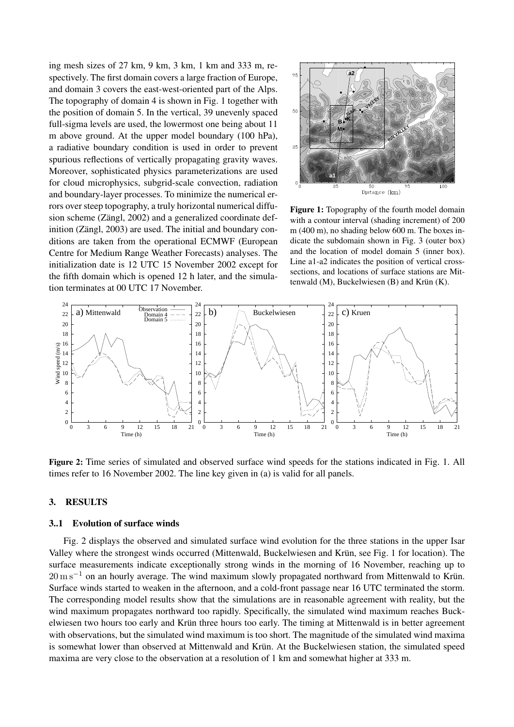ing mesh sizes of 27 km, 9 km, 3 km, 1 km and 333 m, respectively. The first domain covers a large fraction of Europe, and domain 3 covers the east-west-oriented part of the Alps. The topography of domain 4 is shown in Fig. 1 together with the position of domain 5. In the vertical, 39 unevenly spaced full-sigma levels are used, the lowermost one being about 11 m above ground. At the upper model boundary (100 hPa), a radiative boundary condition is used in order to prevent spurious reflections of vertically propagating gravity waves. Moreover, sophisticated physics parameterizations are used for cloud microphysics, subgrid-scale convection, radiation and boundary-layer processes. To minimize the numerical errors over steep topography, a truly horizontal numerical diffusion scheme (Zängl, 2002) and a generalized coordinate definition (Zängl, 2003) are used. The initial and boundary conditions are taken from the operational ECMWF (European Centre for Medium Range Weather Forecasts) analyses. The initialization date is 12 UTC 15 November 2002 except for the fifth domain which is opened 12 h later, and the simulation terminates at 00 UTC 17 November.

**Figure 1:** Topography of the fourth model domain with a contour interval (shading increment) of 200 m (400 m), no shading below 600 m. The boxes indicate the subdomain shown in Fig. 3 (outer box) and the location of model domain 5 (inner box). Line a1-a2 indicates the position of vertical cross-sections, and locations of surface stations are Mittenwald (M), Buckelwiesen (B) and Krün (K).

**Figure 2:** Time series of simulated and observed surface wind speeds for the stations indicated in Fig. 1. All times refer to 16 November 2002. The line key given in (a) is valid for all panels.

## 3. RESULTS

### 3..1 Evolution of surface winds

Fig. 2 displays the observed and simulated surface wind evolution for the three stations in the upper Isar Valley where the strongest winds occurred (Mittenwald, Buckelwiesen and Krün, see Fig. 1 for location). The surface measurements indicate exceptionally strong winds in the morning of 16 November, reaching up to $20\,\mathrm{m\,s^{-1}}$ on an hourly average. The wind maximum slowly propagated northward from Mittenwald to Krün. Surface winds started to weaken in the afternoon, and a cold-front passage near 16 UTC terminated the storm. The corresponding model results show that the simulations are in reasonable agreement with reality, but the wind maximum propagates northward too rapidly. Specifically, the simulated wind maximum reaches Buckelwiesen two hours too early and Krün three hours too early. The timing at Mittenwald is in better agreement with observations, but the simulated wind maximum is too short. The magnitude of the simulated wind maxima is somewhat lower than observed at Mittenwald and Krün. At the Buckelwiesen station, the simulated speed maxima are very close to the observation at a resolution of 1 km and somewhat higher at 333 m.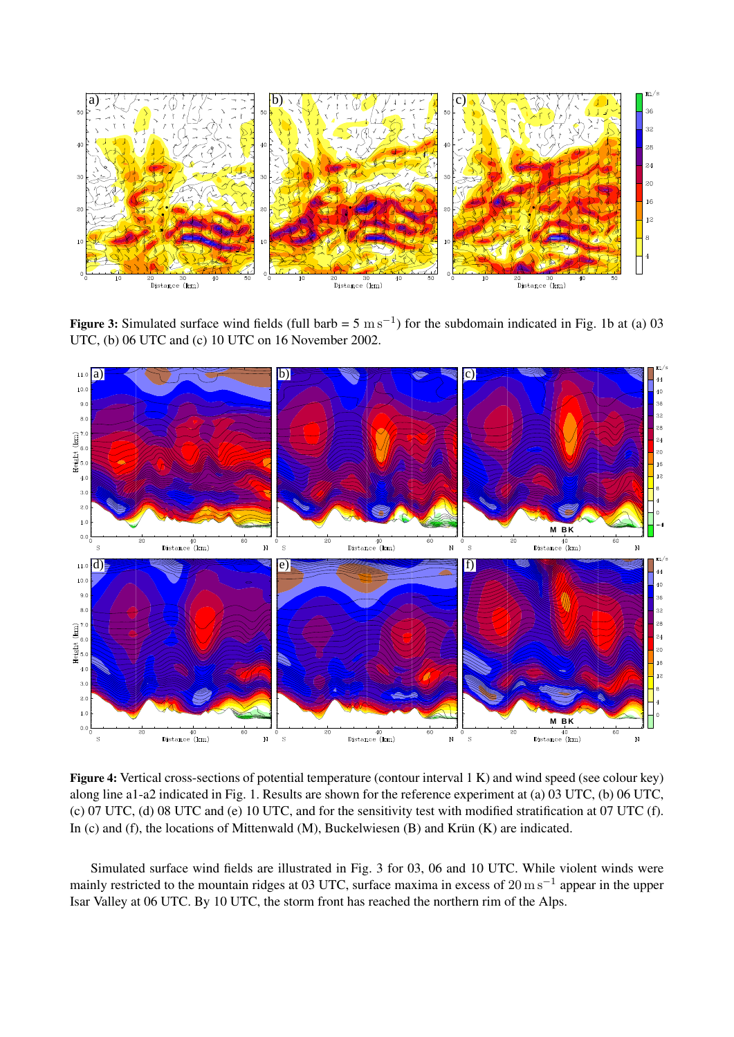**Figure 3:** Simulated surface wind fields (full barb = 5 $\mathrm{m\,s^{-1}}$) for the subdomain indicated in Fig. 1b at (a) 03 UTC, (b) 06 UTC and (c) 10 UTC on 16 November 2002.

**Figure 4:** Vertical cross-sections of potential temperature (contour interval 1 K) and wind speed (see colour key) along line a1-a2 indicated in Fig. 1. Results are shown for the reference experiment at (a) 03 UTC, (b) 06 UTC, (c) 07 UTC, (d) 08 UTC and (e) 10 UTC, and for the sensitivity test with modified stratification at 07 UTC (f). In (c) and (f), the locations of Mittenwald (M), Buckelwiesen (B) and Krün (K) are indicated.

Simulated surface wind fields are illustrated in Fig. 3 for 03, 06 and 10 UTC. While violent winds were mainly restricted to the mountain ridges at 03 UTC, surface maxima in excess of 20 $\mathrm{m\,s^{-1}}$ appear in the upper Isar Valley at 06 UTC. By 10 UTC, the storm front has reached the northern rim of the Alps.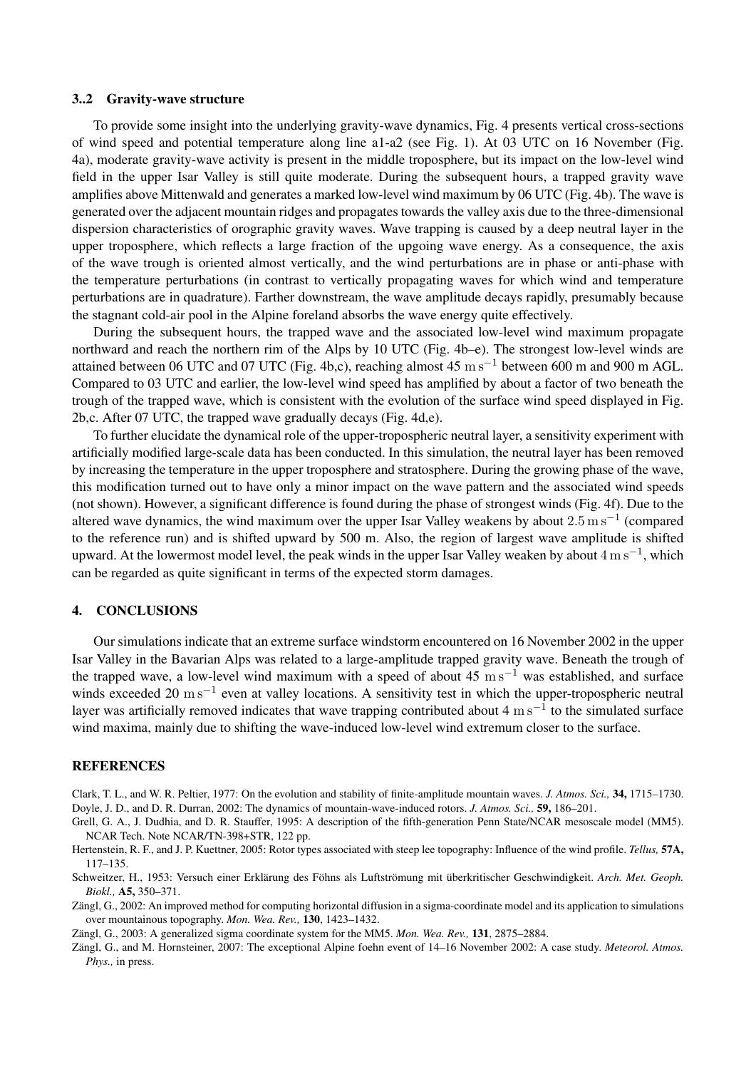### 3..2 Gravity-wave structure

To provide some insight into the underlying gravity-wave dynamics, Fig. 4 presents vertical cross-sections of wind speed and potential temperature along line a1-a2 (see Fig. 1). At 03 UTC on 16 November (Fig. 4a), moderate gravity-wave activity is present in the middle troposphere, but its impact on the low-level wind field in the upper Isar Valley is still quite moderate. During the subsequent hours, a trapped gravity wave amplifies above Mittenwald and generates a marked low-level wind maximum by 06 UTC (Fig. 4b). The wave is generated over the adjacent mountain ridges and propagates towards the valley axis due to the three-dimensional dispersion characteristics of orographic gravity waves. Wave trapping is caused by a deep neutral layer in the upper troposphere, which reflects a large fraction of the upgoing wave energy. As a consequence, the axis of the wave trough is oriented almost vertically, and the wind perturbations are in phase or anti-phase with the temperature perturbations (in contrast to vertically propagating waves for which wind and temperature perturbations are in quadrature). Farther downstream, the wave amplitude decays rapidly, presumably because the stagnant cold-air pool in the Alpine foreland absorbs the wave energy quite effectively.

During the subsequent hours, the trapped wave and the associated low-level wind maximum propagate northward and reach the northern rim of the Alps by 10 UTC (Fig. 4b–e). The strongest low-level winds are attained between 06 UTC and 07 UTC (Fig. 4b,c), reaching almost 45 $\mathrm{m\,s^{-1}}$ between 600 m and 900 m AGL. Compared to 03 UTC and earlier, the low-level wind speed has amplified by about a factor of two beneath the trough of the trapped wave, which is consistent with the evolution of the surface wind speed displayed in Fig. 2b,c. After 07 UTC, the trapped wave gradually decays (Fig. 4d,e).

To further elucidate the dynamical role of the upper-tropospheric neutral layer, a sensitivity experiment with artificially modified large-scale data has been conducted. In this simulation, the neutral layer has been removed by increasing the temperature in the upper troposphere and stratosphere. During the growing phase of the wave, this modification turned out to have only a minor impact on the wave pattern and the associated wind speeds (not shown). However, a significant difference is found during the phase of strongest winds (Fig. 4f). Due to the altered wave dynamics, the wind maximum over the upper Isar Valley weakens by about $2.5\,\mathrm{m\,s^{-1}}$ (compared to the reference run) and is shifted upward by 500 m. Also, the region of largest wave amplitude is shifted upward. At the lowermost model level, the peak winds in the upper Isar Valley weaken by about $4\,\mathrm{m\,s^{-1}}$, which can be regarded as quite significant in terms of the expected storm damages.

## 4. CONCLUSIONS

Our simulations indicate that an extreme surface windstorm encountered on 16 November 2002 in the upper Isar Valley in the Bavarian Alps was related to a large-amplitude trapped gravity wave. Beneath the trough of the trapped wave, a low-level wind maximum with a speed of about 45 $\mathrm{m\,s^{-1}}$ was established, and surface winds exceeded 20 $\mathrm{m\,s^{-1}}$ even at valley locations. A sensitivity test in which the upper-tropospheric neutral layer was artificially removed indicates that wave trapping contributed about 4 $\mathrm{m\,s^{-1}}$ to the simulated surface wind maxima, mainly due to shifting the wave-induced low-level wind extremum closer to the surface.

## REFERENCES

Clark, T. L., and W. R. Peltier, 1977: On the evolution and stability of finite-amplitude mountain waves. *J. Atmos. Sci.,* **34,** 1715–1730.

Doyle, J. D., and D. R. Durran, 2002: The dynamics of mountain-wave-induced rotors. *J. Atmos. Sci.,* **59,** 186–201.

Grell, G. A., J. Dudhia, and D. R. Stauffer, 1995: A description of the fifth-generation Penn State/NCAR mesoscale model (MM5). NCAR Tech. Note NCAR/TN-398+STR, 122 pp.

Hertenstein, R. F., and J. P. Kuettner, 2005: Rotor types associated with steep lee topography: Influence of the wind profile. *Tellus,* **57A,** 117–135.

Schweitzer, H., 1953: Versuch einer Erklärung des Föhns als Luftströmung mit überkritischer Geschwindigkeit. *Arch. Met. Geoph. Biokl.,* **A5,** 350–371.

Zängl, G., 2002: An improved method for computing horizontal diffusion in a sigma-coordinate model and its application to simulations over mountainous topography. *Mon. Wea. Rev.,* **130**, 1423–1432.

Zängl, G., 2003: A generalized sigma coordinate system for the MM5. *Mon. Wea. Rev.,* **131**, 2875–2884.

Zängl, G., and M. Hornsteiner, 2007: The exceptional Alpine foehn event of 14–16 November 2002: A case study. *Meteorol. Atmos. Phys.,* in press.